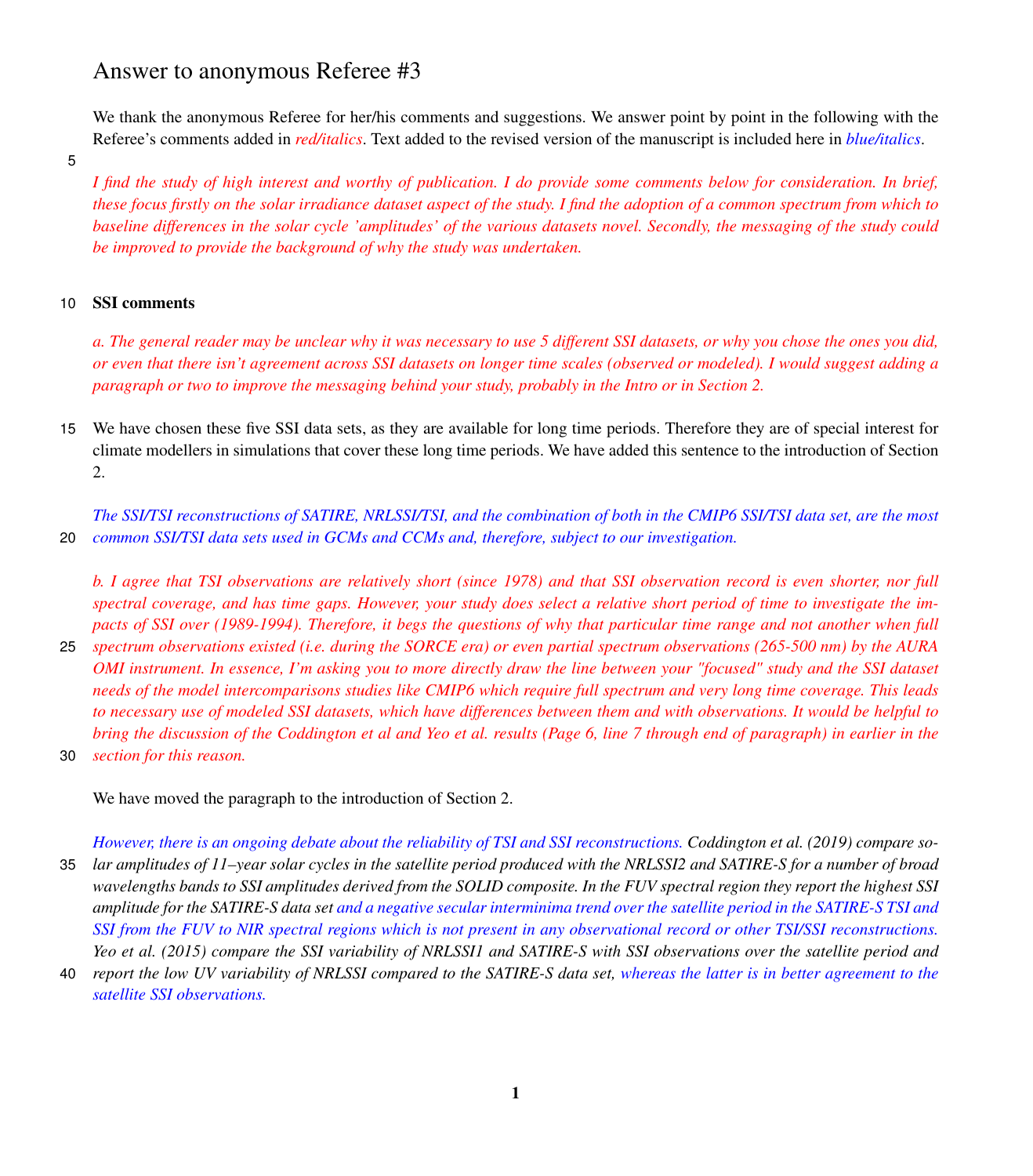# Answer to anonymous Referee #3

We thank the anonymous Referee for her/his comments and suggestions. We answer point by point in the following with the Referee's comments added in *red/italics*. Text added to the revised version of the manuscript is included here in *blue/italics*.

*I find the study of high interest and worthy of publication. I do provide some comments below for consideration. In brief, these focus firstly on the solar irradiance dataset aspect of the study. I find the adoption of a common spectrum from which to baseline differences in the solar cycle 'amplitudes' of the various datasets novel. Secondly, the messaging of the study could be improved to provide the background of why the study was undertaken.*

## SSI comments

*a. The general reader may be unclear why it was necessary to use 5 different SSI datasets, or why you chose the ones you did, or even that there isn't agreement across SSI datasets on longer time scales (observed or modeled). I would suggest adding a paragraph or two to improve the messaging behind your study, probably in the Intro or in Section 2.*

We have chosen these five SSI data sets, as they are available for long time periods. Therefore they are of special interest for climate modellers in simulations that cover these long time periods. We have added this sentence to the introduction of Section 2.

*The SSI/TSI reconstructions of SATIRE, NRLSSI/TSI, and the combination of both in the CMIP6 SSI/TSI data set, are the most common SSI/TSI data sets used in GCMs and CCMs and, therefore, subject to our investigation.*

*b. I agree that TSI observations are relatively short (since 1978) and that SSI observation record is even shorter, nor full spectral coverage, and has time gaps. However, your study does select a relative short period of time to investigate the impacts of SSI over (1989-1994). Therefore, it begs the questions of why that particular time range and not another when full spectrum observations existed (i.e. during the SORCE era) or even partial spectrum observations (265-500 nm) by the AURA OMI instrument. In essence, I'm asking you to more directly draw the line between your "focused" study and the SSI dataset needs of the model intercomparisons studies like CMIP6 which require full spectrum and very long time coverage. This leads to necessary use of modeled SSI datasets, which have differences between them and with observations. It would be helpful to bring the discussion of the Coddington et al and Yeo et al. results (Page 6, line 7 through end of paragraph) in earlier in the section for this reason.*

We have moved the paragraph to the introduction of Section 2.

*However, there is an ongoing debate about the reliability of TSI and SSI reconstructions. Coddington et al. (2019) compare solar amplitudes of 11–year solar cycles in the satellite period produced with the NRLSSI2 and SATIRE-S for a number of broad wavelengths bands to SSI amplitudes derived from the SOLID composite. In the FUV spectral region they report the highest SSI amplitude for the SATIRE-S data set and a negative secular interminima trend over the satellite period in the SATIRE-S TSI and SSI from the FUV to NIR spectral regions which is not present in any observational record or other TSI/SSI reconstructions. Yeo et al. (2015) compare the SSI variability of NRLSSI1 and SATIRE-S with SSI observations over the satellite period and report the low UV variability of NRLSSI compared to the SATIRE-S data set, whereas the latter is in better agreement to the satellite SSI observations.*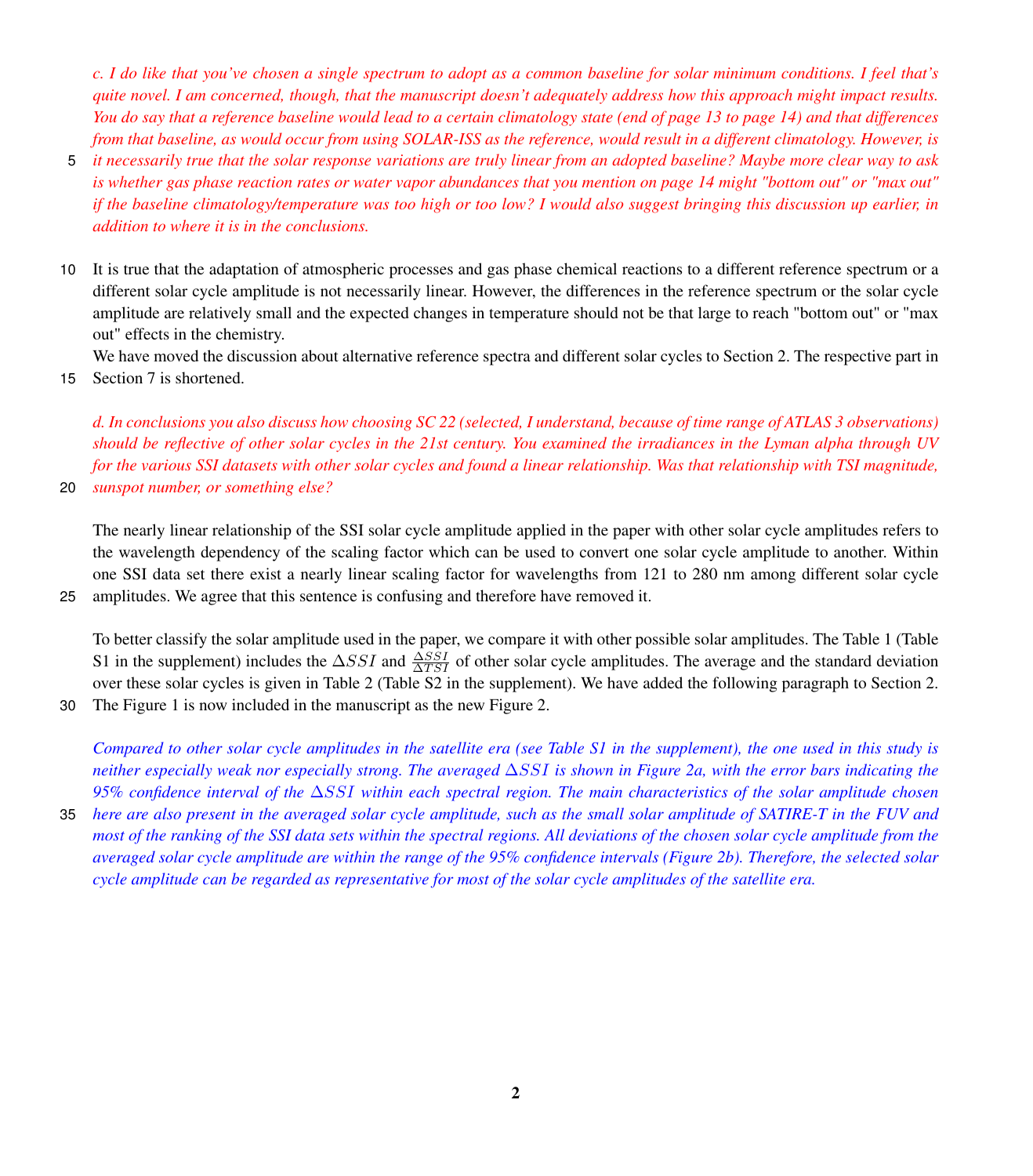*c. I do like that you've chosen a single spectrum to adopt as a common baseline for solar minimum conditions. I feel that's quite novel. I am concerned, though, that the manuscript doesn't adequately address how this approach might impact results. You do say that a reference baseline would lead to a certain climatology state (end of page 13 to page 14) and that differences from that baseline, as would occur from using SOLAR-ISS as the reference, would result in a different climatology. However, is it necessarily true that the solar response variations are truly linear from an adopted baseline? Maybe more clear way to ask is whether gas phase reaction rates or water vapor abundances that you mention on page 14 might "bottom out" or "max out" if the baseline climatology/temperature was too high or too low? I would also suggest bringing this discussion up earlier, in addition to where it is in the conclusions.*

It is true that the adaptation of atmospheric processes and gas phase chemical reactions to a different reference spectrum or a different solar cycle amplitude is not necessarily linear. However, the differences in the reference spectrum or the solar cycle amplitude are relatively small and the expected changes in temperature should not be that large to reach "bottom out" or "max out" effects in the chemistry.
We have moved the discussion about alternative reference spectra and different solar cycles to Section 2. The respective part in Section 7 is shortened.

*d. In conclusions you also discuss how choosing SC 22 (selected, I understand, because of time range of ATLAS 3 observations) should be reflective of other solar cycles in the 21st century. You examined the irradiances in the Lyman alpha through UV for the various SSI datasets with other solar cycles and found a linear relationship. Was that relationship with TSI magnitude, sunspot number, or something else?*

The nearly linear relationship of the SSI solar cycle amplitude applied in the paper with other solar cycle amplitudes refers to the wavelength dependency of the scaling factor which can be used to convert one solar cycle amplitude to another. Within one SSI data set there exist a nearly linear scaling factor for wavelengths from 121 to 280 nm among different solar cycle amplitudes. We agree that this sentence is confusing and therefore have removed it.

To better classify the solar amplitude used in the paper, we compare it with other possible solar amplitudes. The Table 1 (Table S1 in the supplement) includes the $\Delta SSI$ and $\frac{\Delta SSI}{\Delta TSI}$ of other solar cycle amplitudes. The average and the standard deviation over these solar cycles is given in Table 2 (Table S2 in the supplement). We have added the following paragraph to Section 2. The Figure 1 is now included in the manuscript as the new Figure 2.

*Compared to other solar cycle amplitudes in the satellite era (see Table S1 in the supplement), the one used in this study is neither especially weak nor especially strong. The averaged $\Delta SSI$ is shown in Figure 2a, with the error bars indicating the 95% confidence interval of the $\Delta SSI$ within each spectral region. The main characteristics of the solar amplitude chosen here are also present in the averaged solar cycle amplitude, such as the small solar amplitude of SATIRE-T in the FUV and most of the ranking of the SSI data sets within the spectral regions. All deviations of the chosen solar cycle amplitude from the averaged solar cycle amplitude are within the range of the 95% confidence intervals (Figure 2b). Therefore, the selected solar cycle amplitude can be regarded as representative for most of the solar cycle amplitudes of the satellite era.*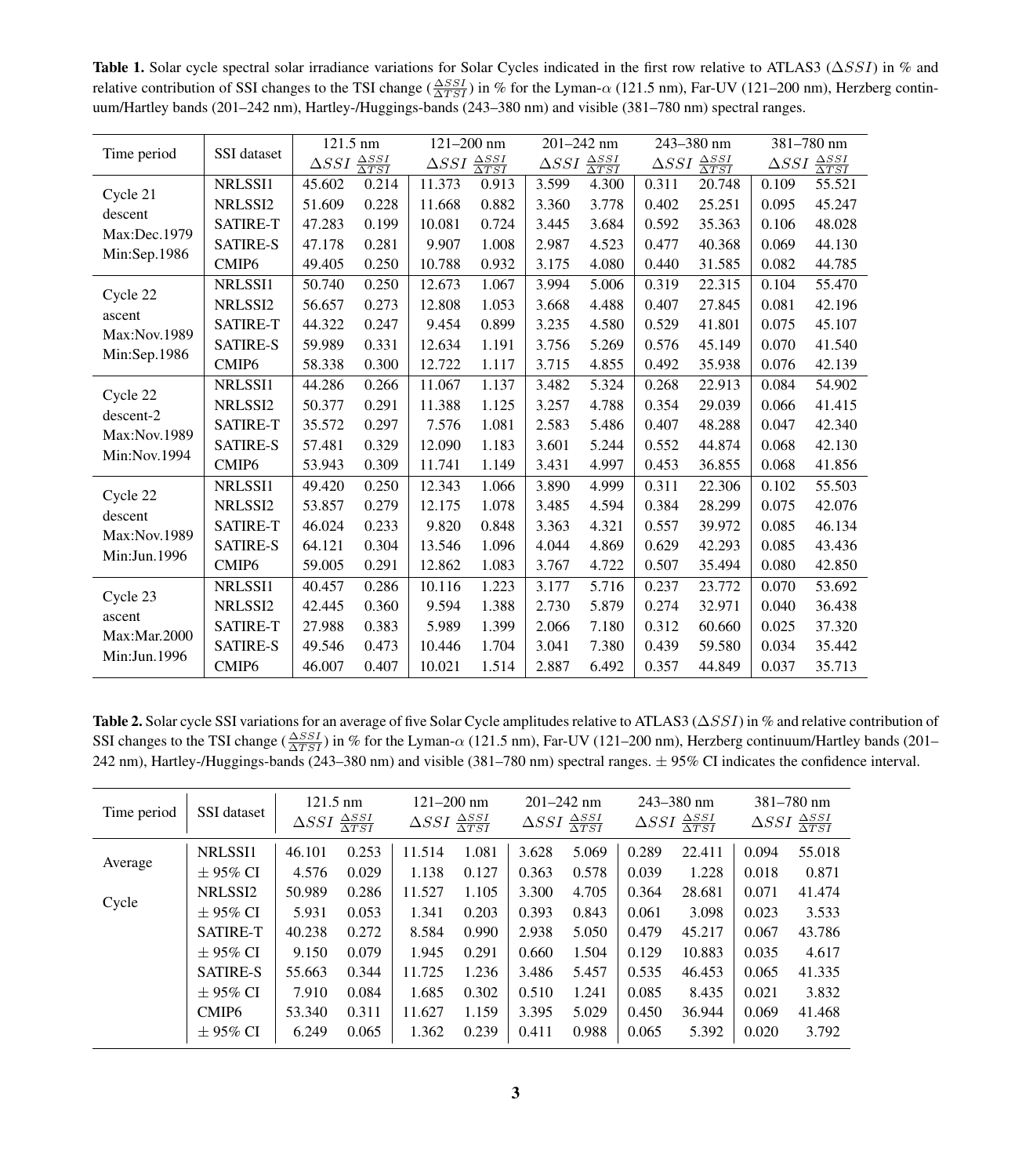**Table 1.** Solar cycle spectral solar irradiance variations for Solar Cycles indicated in the first row relative to ATLAS3 ($\Delta SSI$) in % and relative contribution of SSI changes to the TSI change ($\frac{\Delta SSI}{\Delta TSI}$) in % for the Lyman-$\alpha$ (121.5 nm), Far-UV (121–200 nm), Herzberg continuum/Hartley bands (201–242 nm), Hartley-/Huggings-bands (243–380 nm) and visible (381–780 nm) spectral ranges.

| Time period | SSI dataset | 121.5 nm | | 121–200 nm | | 201–242 nm | | 243–380 nm | | 381–780 nm | |
|---|---|---|---|---|---|---|---|---|---|---|---|
| | | $\Delta SSI$ | $\frac{\Delta SSI}{\Delta TSI}$ | $\Delta SSI$ | $\frac{\Delta SSI}{\Delta TSI}$ | $\Delta SSI$ | $\frac{\Delta SSI}{\Delta TSI}$ | $\Delta SSI$ | $\frac{\Delta SSI}{\Delta TSI}$ | $\Delta SSI$ | $\frac{\Delta SSI}{\Delta TSI}$ |
| Cycle 21 descent Max:Dec.1979 Min:Sep.1986 | NRLSSI1 | 45.602 | 0.214 | 11.373 | 0.913 | 3.599 | 4.300 | 0.311 | 20.748 | 0.109 | 55.521 |
| | NRLSSI2 | 51.609 | 0.228 | 11.668 | 0.882 | 3.360 | 3.778 | 0.402 | 25.251 | 0.095 | 45.247 |
| | SATIRE-T | 47.283 | 0.199 | 10.081 | 0.724 | 3.445 | 3.684 | 0.592 | 35.363 | 0.106 | 48.028 |
| | SATIRE-S | 47.178 | 0.281 | 9.907 | 1.008 | 2.987 | 4.523 | 0.477 | 40.368 | 0.069 | 44.130 |
| | CMIP6 | 49.405 | 0.250 | 10.788 | 0.932 | 3.175 | 4.080 | 0.440 | 31.585 | 0.082 | 44.785 |
| Cycle 22 ascent Max:Nov.1989 Min:Sep.1986 | NRLSSI1 | 50.740 | 0.250 | 12.673 | 1.067 | 3.994 | 5.006 | 0.319 | 22.315 | 0.104 | 55.470 |
| | NRLSSI2 | 56.657 | 0.273 | 12.808 | 1.053 | 3.668 | 4.488 | 0.407 | 27.845 | 0.081 | 42.196 |
| | SATIRE-T | 44.322 | 0.247 | 9.454 | 0.899 | 3.235 | 4.580 | 0.529 | 41.801 | 0.075 | 45.107 |
| | SATIRE-S | 59.989 | 0.331 | 12.634 | 1.191 | 3.756 | 5.269 | 0.576 | 45.149 | 0.070 | 41.540 |
| | CMIP6 | 58.338 | 0.300 | 12.722 | 1.117 | 3.715 | 4.855 | 0.492 | 35.938 | 0.076 | 42.139 |
| Cycle 22 descent-2 Max:Nov.1989 Min:Nov.1994 | NRLSSI1 | 44.286 | 0.266 | 11.067 | 1.137 | 3.482 | 5.324 | 0.268 | 22.913 | 0.084 | 54.902 |
| | NRLSSI2 | 50.377 | 0.291 | 11.388 | 1.125 | 3.257 | 4.788 | 0.354 | 29.039 | 0.066 | 41.415 |
| | SATIRE-T | 35.572 | 0.297 | 7.576 | 1.081 | 2.583 | 5.486 | 0.407 | 48.288 | 0.047 | 42.340 |
| | SATIRE-S | 57.481 | 0.329 | 12.090 | 1.183 | 3.601 | 5.244 | 0.552 | 44.874 | 0.068 | 42.130 |
| | CMIP6 | 53.943 | 0.309 | 11.741 | 1.149 | 3.431 | 4.997 | 0.453 | 36.855 | 0.068 | 41.856 |
| Cycle 22 descent Max:Nov.1989 Min:Jun.1996 | NRLSSI1 | 49.420 | 0.250 | 12.343 | 1.066 | 3.890 | 4.999 | 0.311 | 22.306 | 0.102 | 55.503 |
| | NRLSSI2 | 53.857 | 0.279 | 12.175 | 1.078 | 3.485 | 4.594 | 0.384 | 28.299 | 0.075 | 42.076 |
| | SATIRE-T | 46.024 | 0.233 | 9.820 | 0.848 | 3.363 | 4.321 | 0.557 | 39.972 | 0.085 | 46.134 |
| | SATIRE-S | 64.121 | 0.304 | 13.546 | 1.096 | 4.044 | 4.869 | 0.629 | 42.293 | 0.085 | 43.436 |
| | CMIP6 | 59.005 | 0.291 | 12.862 | 1.083 | 3.767 | 4.722 | 0.507 | 35.494 | 0.080 | 42.850 |
| Cycle 23 ascent Max:Mar.2000 Min:Jun.1996 | NRLSSI1 | 40.457 | 0.286 | 10.116 | 1.223 | 3.177 | 5.716 | 0.237 | 23.772 | 0.070 | 53.692 |
| | NRLSSI2 | 42.445 | 0.360 | 9.594 | 1.388 | 2.730 | 5.879 | 0.274 | 32.971 | 0.040 | 36.438 |
| | SATIRE-T | 27.988 | 0.383 | 5.989 | 1.399 | 2.066 | 7.180 | 0.312 | 60.660 | 0.025 | 37.320 |
| | SATIRE-S | 49.546 | 0.473 | 10.446 | 1.704 | 3.041 | 7.380 | 0.439 | 59.580 | 0.034 | 35.442 |
| | CMIP6 | 46.007 | 0.407 | 10.021 | 1.514 | 2.887 | 6.492 | 0.357 | 44.849 | 0.037 | 35.713 |

**Table 2.** Solar cycle SSI variations for an average of five Solar Cycle amplitudes relative to ATLAS3 ($\Delta SSI$) in % and relative contribution of SSI changes to the TSI change ($\frac{\Delta SSI}{\Delta TSI}$) in % for the Lyman-$\alpha$ (121.5 nm), Far-UV (121–200 nm), Herzberg continuum/Hartley bands (201–242 nm), Hartley-/Huggings-bands (243–380 nm) and visible (381–780 nm) spectral ranges. ± 95% CI indicates the confidence interval.

| Time period | SSI dataset | 121.5 nm | | 121–200 nm | | 201–242 nm | | 243–380 nm | | 381–780 nm | |
|---|---|---|---|---|---|---|---|---|---|---|---|
| | | $\Delta SSI$ | $\frac{\Delta SSI}{\Delta TSI}$ | $\Delta SSI$ | $\frac{\Delta SSI}{\Delta TSI}$ | $\Delta SSI$ | $\frac{\Delta SSI}{\Delta TSI}$ | $\Delta SSI$ | $\frac{\Delta SSI}{\Delta TSI}$ | $\Delta SSI$ | $\frac{\Delta SSI}{\Delta TSI}$ |
| Average Cycle | NRLSSI1 | 46.101 | 0.253 | 11.514 | 1.081 | 3.628 | 5.069 | 0.289 | 22.411 | 0.094 | 55.018 |
| | ± 95% CI | 4.576 | 0.029 | 1.138 | 0.127 | 0.363 | 0.578 | 0.039 | 1.228 | 0.018 | 0.871 |
| | NRLSSI2 | 50.989 | 0.286 | 11.527 | 1.105 | 3.300 | 4.705 | 0.364 | 28.681 | 0.071 | 41.474 |
| | ± 95% CI | 5.931 | 0.053 | 1.341 | 0.203 | 0.393 | 0.843 | 0.061 | 3.098 | 0.023 | 3.533 |
| | SATIRE-T | 40.238 | 0.272 | 8.584 | 0.990 | 2.938 | 5.050 | 0.479 | 45.217 | 0.067 | 43.786 |
| | ± 95% CI | 9.150 | 0.079 | 1.945 | 0.291 | 0.660 | 1.504 | 0.129 | 10.883 | 0.035 | 4.617 |
| | SATIRE-S | 55.663 | 0.344 | 11.725 | 1.236 | 3.486 | 5.457 | 0.535 | 46.453 | 0.065 | 41.335 |
| | ± 95% CI | 7.910 | 0.084 | 1.685 | 0.302 | 0.510 | 1.241 | 0.085 | 8.435 | 0.021 | 3.832 |
| | CMIP6 | 53.340 | 0.311 | 11.627 | 1.159 | 3.395 | 5.029 | 0.450 | 36.944 | 0.069 | 41.468 |
| | ± 95% CI | 6.249 | 0.065 | 1.362 | 0.239 | 0.411 | 0.988 | 0.065 | 5.392 | 0.020 | 3.792 |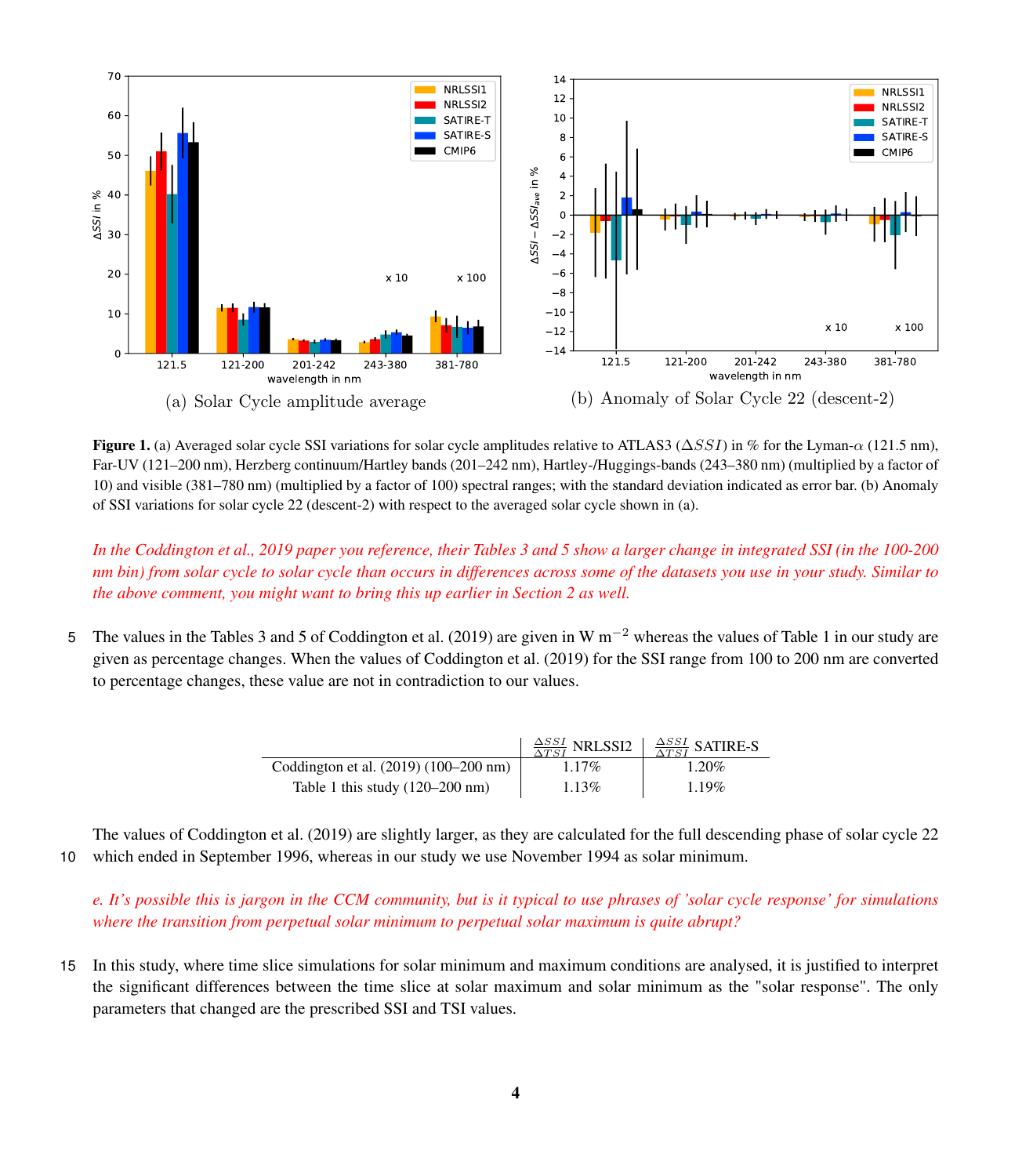(a) Solar Cycle amplitude average

(b) Anomaly of Solar Cycle 22 (descent-2)

**Figure 1.** (a) Averaged solar cycle SSI variations for solar cycle amplitudes relative to ATLAS3 ($\Delta SSI$) in % for the Lyman-$\alpha$ (121.5 nm), Far-UV (121–200 nm), Herzberg continuum/Hartley bands (201–242 nm), Hartley-/Huggings-bands (243–380 nm) (multiplied by a factor of 10) and visible (381–780 nm) (multiplied by a factor of 100) spectral ranges; with the standard deviation indicated as error bar. (b) Anomaly of SSI variations for solar cycle 22 (descent-2) with respect to the averaged solar cycle shown in (a).

*In the Coddington et al., 2019 paper you reference, their Tables 3 and 5 show a larger change in integrated SSI (in the 100-200 nm bin) from solar cycle to solar cycle than occurs in differences across some of the datasets you use in your study. Similar to the above comment, you might want to bring this up earlier in Section 2 as well.*

The values in the Tables 3 and 5 of Coddington et al. (2019) are given in W m$^{-2}$ whereas the values of Table 1 in our study are given as percentage changes. When the values of Coddington et al. (2019) for the SSI range from 100 to 200 nm are converted to percentage changes, these value are not in contradiction to our values.

| | $\frac{\Delta SSI}{\Delta TSI}$ NRLSSI2 | $\frac{\Delta SSI}{\Delta TSI}$ SATIRE-S |
|---|---|---|
| Coddington et al. (2019) (100–200 nm) | 1.17% | 1.20% |
| Table 1 this study (120–200 nm) | 1.13% | 1.19% |

The values of Coddington et al. (2019) are slightly larger, as they are calculated for the full descending phase of solar cycle 22 which ended in September 1996, whereas in our study we use November 1994 as solar minimum.

*e. It's possible this is jargon in the CCM community, but is it typical to use phrases of 'solar cycle response' for simulations where the transition from perpetual solar minimum to perpetual solar maximum is quite abrupt?*

In this study, where time slice simulations for solar minimum and maximum conditions are analysed, it is justified to interpret the significant differences between the time slice at solar maximum and solar minimum as the "solar response". The only parameters that changed are the prescribed SSI and TSI values.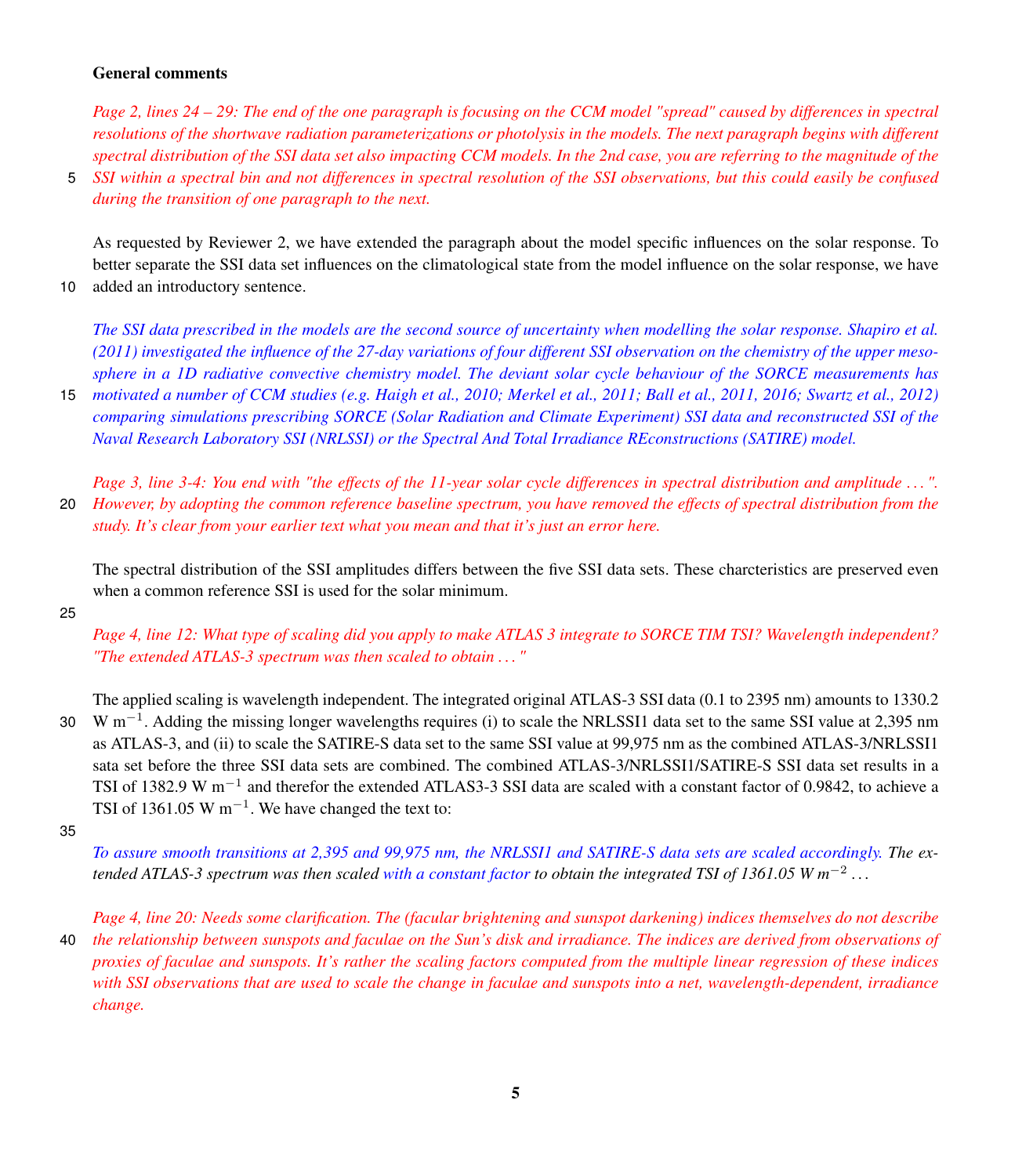**General comments**

*Page 2, lines 24 – 29: The end of the one paragraph is focusing on the CCM model "spread" caused by differences in spectral resolutions of the shortwave radiation parameterizations or photolysis in the models. The next paragraph begins with different spectral distribution of the SSI data set also impacting CCM models. In the 2nd case, you are referring to the magnitude of the SSI within a spectral bin and not differences in spectral resolution of the SSI observations, but this could easily be confused during the transition of one paragraph to the next.*

As requested by Reviewer 2, we have extended the paragraph about the model specific influences on the solar response. To better separate the SSI data set influences on the climatological state from the model influence on the solar response, we have added an introductory sentence.

*The SSI data prescribed in the models are the second source of uncertainty when modelling the solar response. Shapiro et al. (2011) investigated the influence of the 27-day variations of four different SSI observation on the chemistry of the upper mesosphere in a 1D radiative convective chemistry model. The deviant solar cycle behaviour of the SORCE measurements has motivated a number of CCM studies (e.g. Haigh et al., 2010; Merkel et al., 2011; Ball et al., 2011, 2016; Swartz et al., 2012) comparing simulations prescribing SORCE (Solar Radiation and Climate Experiment) SSI data and reconstructed SSI of the Naval Research Laboratory SSI (NRLSSI) or the Spectral And Total Irradiance REconstructions (SATIRE) model.*

*Page 3, line 3-4: You end with "the effects of the 11-year solar cycle differences in spectral distribution and amplitude . . . ". However, by adopting the common reference baseline spectrum, you have removed the effects of spectral distribution from the study. It's clear from your earlier text what you mean and that it's just an error here.*

The spectral distribution of the SSI amplitudes differs between the five SSI data sets. These charcteristics are preserved even when a common reference SSI is used for the solar minimum.

*Page 4, line 12: What type of scaling did you apply to make ATLAS 3 integrate to SORCE TIM TSI? Wavelength independent? "The extended ATLAS-3 spectrum was then scaled to obtain . . . "*

The applied scaling is wavelength independent. The integrated original ATLAS-3 SSI data (0.1 to 2395 nm) amounts to 1330.2 W $m^{-1}$. Adding the missing longer wavelengths requires (i) to scale the NRLSSI1 data set to the same SSI value at 2,395 nm as ATLAS-3, and (ii) to scale the SATIRE-S data set to the same SSI value at 99,975 nm as the combined ATLAS-3/NRLSSI1 sata set before the three SSI data sets are combined. The combined ATLAS-3/NRLSSI1/SATIRE-S SSI data set results in a TSI of 1382.9 W $m^{-1}$ and therefor the extended ATLAS3-3 SSI data are scaled with a constant factor of 0.9842, to achieve a TSI of 1361.05 W $m^{-1}$. We have changed the text to:

*To assure smooth transitions at 2,395 and 99,975 nm, the NRLSSI1 and SATIRE-S data sets are scaled accordingly. The extended ATLAS-3 spectrum was then scaled with a constant factor to obtain the integrated TSI of 1361.05 W $m^{-2}$ . . .*

*Page 4, line 20: Needs some clarification. The (facular brightening and sunspot darkening) indices themselves do not describe the relationship between sunspots and faculae on the Sun's disk and irradiance. The indices are derived from observations of proxies of faculae and sunspots. It's rather the scaling factors computed from the multiple linear regression of these indices with SSI observations that are used to scale the change in faculae and sunspots into a net, wavelength-dependent, irradiance change.*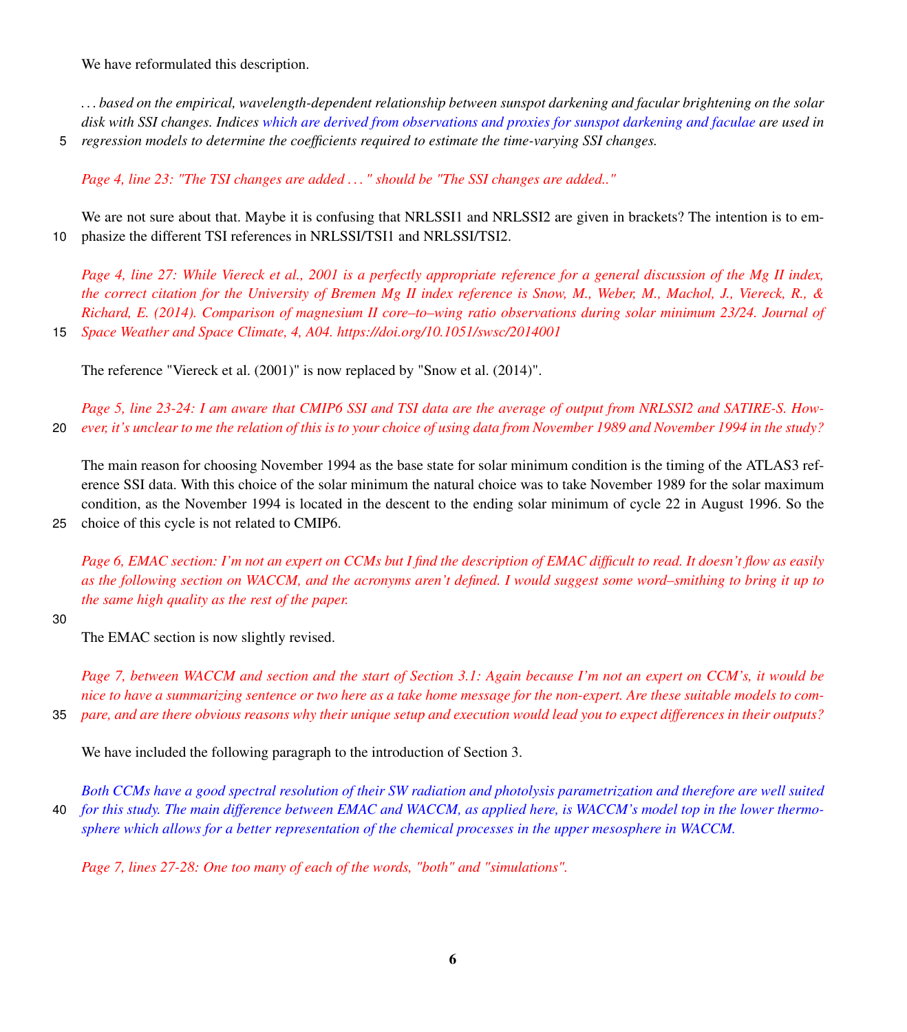We have reformulated this description.

*. . . based on the empirical, wavelength-dependent relationship between sunspot darkening and facular brightening on the solar disk with SSI changes. Indices which are derived from observations and proxies for sunspot darkening and faculae are used in regression models to determine the coefficients required to estimate the time-varying SSI changes.*

*Page 4, line 23: "The TSI changes are added . . . " should be "The SSI changes are added.."*

We are not sure about that. Maybe it is confusing that NRLSSI1 and NRLSSI2 are given in brackets? The intention is to emphasize the different TSI references in NRLSSI/TSI1 and NRLSSI/TSI2.

*Page 4, line 27: While Viereck et al., 2001 is a perfectly appropriate reference for a general discussion of the Mg II index, the correct citation for the University of Bremen Mg II index reference is Snow, M., Weber, M., Machol, J., Viereck, R., & Richard, E. (2014). Comparison of magnesium II core–to–wing ratio observations during solar minimum 23/24. Journal of Space Weather and Space Climate, 4, A04. https://doi.org/10.1051/swsc/2014001*

The reference "Viereck et al. (2001)" is now replaced by "Snow et al. (2014)".

*Page 5, line 23-24: I am aware that CMIP6 SSI and TSI data are the average of output from NRLSSI2 and SATIRE-S. However, it's unclear to me the relation of this is to your choice of using data from November 1989 and November 1994 in the study?*

The main reason for choosing November 1994 as the base state for solar minimum condition is the timing of the ATLAS3 reference SSI data. With this choice of the solar minimum the natural choice was to take November 1989 for the solar maximum condition, as the November 1994 is located in the descent to the ending solar minimum of cycle 22 in August 1996. So the choice of this cycle is not related to CMIP6.

*Page 6, EMAC section: I'm not an expert on CCMs but I find the description of EMAC difficult to read. It doesn't flow as easily as the following section on WACCM, and the acronyms aren't defined. I would suggest some word–smithing to bring it up to the same high quality as the rest of the paper.*

The EMAC section is now slightly revised.

*Page 7, between WACCM and section and the start of Section 3.1: Again because I'm not an expert on CCM's, it would be nice to have a summarizing sentence or two here as a take home message for the non-expert. Are these suitable models to compare, and are there obvious reasons why their unique setup and execution would lead you to expect differences in their outputs?*

We have included the following paragraph to the introduction of Section 3.

*Both CCMs have a good spectral resolution of their SW radiation and photolysis parametrization and therefore are well suited for this study. The main difference between EMAC and WACCM, as applied here, is WACCM's model top in the lower thermosphere which allows for a better representation of the chemical processes in the upper mesosphere in WACCM.*

*Page 7, lines 27-28: One too many of each of the words, "both" and "simulations".*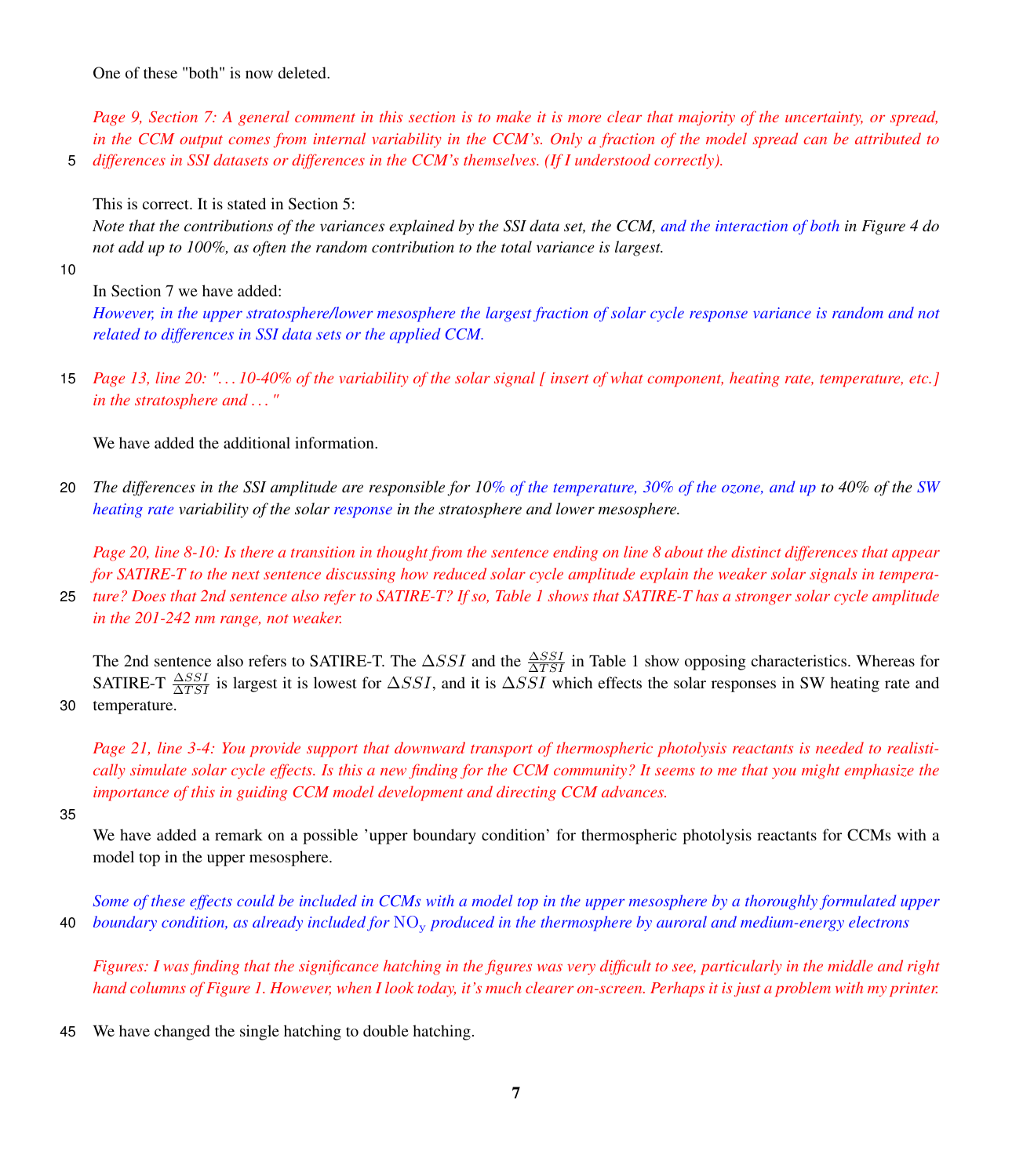One of these "both" is now deleted.

*Page 9, Section 7: A general comment in this section is to make it is more clear that majority of the uncertainty, or spread, in the CCM output comes from internal variability in the CCM's. Only a fraction of the model spread can be attributed to differences in SSI datasets or differences in the CCM's themselves. (If I understood correctly).*

This is correct. It is stated in Section 5:

*Note that the contributions of the variances explained by the SSI data set, the CCM, and the interaction of both in Figure 4 do not add up to 100%, as often the random contribution to the total variance is largest.*

In Section 7 we have added:

*However, in the upper stratosphere/lower mesosphere the largest fraction of solar cycle response variance is random and not related to differences in SSI data sets or the applied CCM.*

*Page 13, line 20: "... 10-40% of the variability of the solar signal [ insert of what component, heating rate, temperature, etc.] in the stratosphere and ... "*

We have added the additional information.

*The differences in the SSI amplitude are responsible for 10% of the temperature, 30% of the ozone, and up to 40% of the SW heating rate variability of the solar response in the stratosphere and lower mesosphere.*

*Page 20, line 8-10: Is there a transition in thought from the sentence ending on line 8 about the distinct differences that appear for SATIRE-T to the next sentence discussing how reduced solar cycle amplitude explain the weaker solar signals in temperature? Does that 2nd sentence also refer to SATIRE-T? If so, Table 1 shows that SATIRE-T has a stronger solar cycle amplitude in the 201-242 nm range, not weaker.*

The 2nd sentence also refers to SATIRE-T. The $\Delta SSI$ and the $\frac{\Delta SSI}{\Delta TSI}$ in Table 1 show opposing characteristics. Whereas for SATIRE-T $\frac{\Delta SSI}{\Delta TSI}$ is largest it is lowest for $\Delta SSI$, and it is $\Delta SSI$ which effects the solar responses in SW heating rate and temperature.

*Page 21, line 3-4: You provide support that downward transport of thermospheric photolysis reactants is needed to realistically simulate solar cycle effects. Is this a new finding for the CCM community? It seems to me that you might emphasize the importance of this in guiding CCM model development and directing CCM advances.*

We have added a remark on a possible 'upper boundary condition' for thermospheric photolysis reactants for CCMs with a model top in the upper mesosphere.

*Some of these effects could be included in CCMs with a model top in the upper mesosphere by a thoroughly formulated upper boundary condition, as already included for $NO_y$ produced in the thermosphere by auroral and medium-energy electrons*

*Figures: I was finding that the significance hatching in the figures was very difficult to see, particularly in the middle and right hand columns of Figure 1. However, when I look today, it's much clearer on-screen. Perhaps it is just a problem with my printer.*

We have changed the single hatching to double hatching.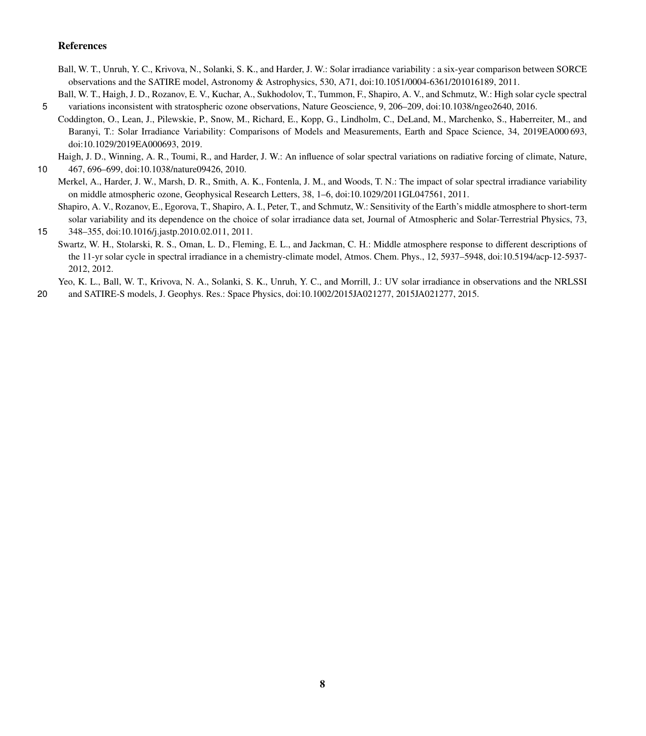## References

Ball, W. T., Unruh, Y. C., Krivova, N., Solanki, S. K., and Harder, J. W.: Solar irradiance variability : a six-year comparison between SORCE observations and the SATIRE model, Astronomy & Astrophysics, 530, A71, doi:10.1051/0004-6361/201016189, 2011.

Ball, W. T., Haigh, J. D., Rozanov, E. V., Kuchar, A., Sukhodolov, T., Tummon, F., Shapiro, A. V., and Schmutz, W.: High solar cycle spectral variations inconsistent with stratospheric ozone observations, Nature Geoscience, 9, 206–209, doi:10.1038/ngeo2640, 2016.

Coddington, O., Lean, J., Pilewskie, P., Snow, M., Richard, E., Kopp, G., Lindholm, C., DeLand, M., Marchenko, S., Haberreiter, M., and Baranyi, T.: Solar Irradiance Variability: Comparisons of Models and Measurements, Earth and Space Science, 34, 2019EA000 693, doi:10.1029/2019EA000693, 2019.

Haigh, J. D., Winning, A. R., Toumi, R., and Harder, J. W.: An influence of solar spectral variations on radiative forcing of climate, Nature, 467, 696–699, doi:10.1038/nature09426, 2010.

Merkel, A., Harder, J. W., Marsh, D. R., Smith, A. K., Fontenla, J. M., and Woods, T. N.: The impact of solar spectral irradiance variability on middle atmospheric ozone, Geophysical Research Letters, 38, 1–6, doi:10.1029/2011GL047561, 2011.

Shapiro, A. V., Rozanov, E., Egorova, T., Shapiro, A. I., Peter, T., and Schmutz, W.: Sensitivity of the Earth's middle atmosphere to short-term solar variability and its dependence on the choice of solar irradiance data set, Journal of Atmospheric and Solar-Terrestrial Physics, 73, 348–355, doi:10.1016/j.jastp.2010.02.011, 2011.

Swartz, W. H., Stolarski, R. S., Oman, L. D., Fleming, E. L., and Jackman, C. H.: Middle atmosphere response to different descriptions of the 11-yr solar cycle in spectral irradiance in a chemistry-climate model, Atmos. Chem. Phys., 12, 5937–5948, doi:10.5194/acp-12-5937-2012, 2012.

Yeo, K. L., Ball, W. T., Krivova, N. A., Solanki, S. K., Unruh, Y. C., and Morrill, J.: UV solar irradiance in observations and the NRLSSI and SATIRE-S models, J. Geophys. Res.: Space Physics, doi:10.1002/2015JA021277, 2015JA021277, 2015.